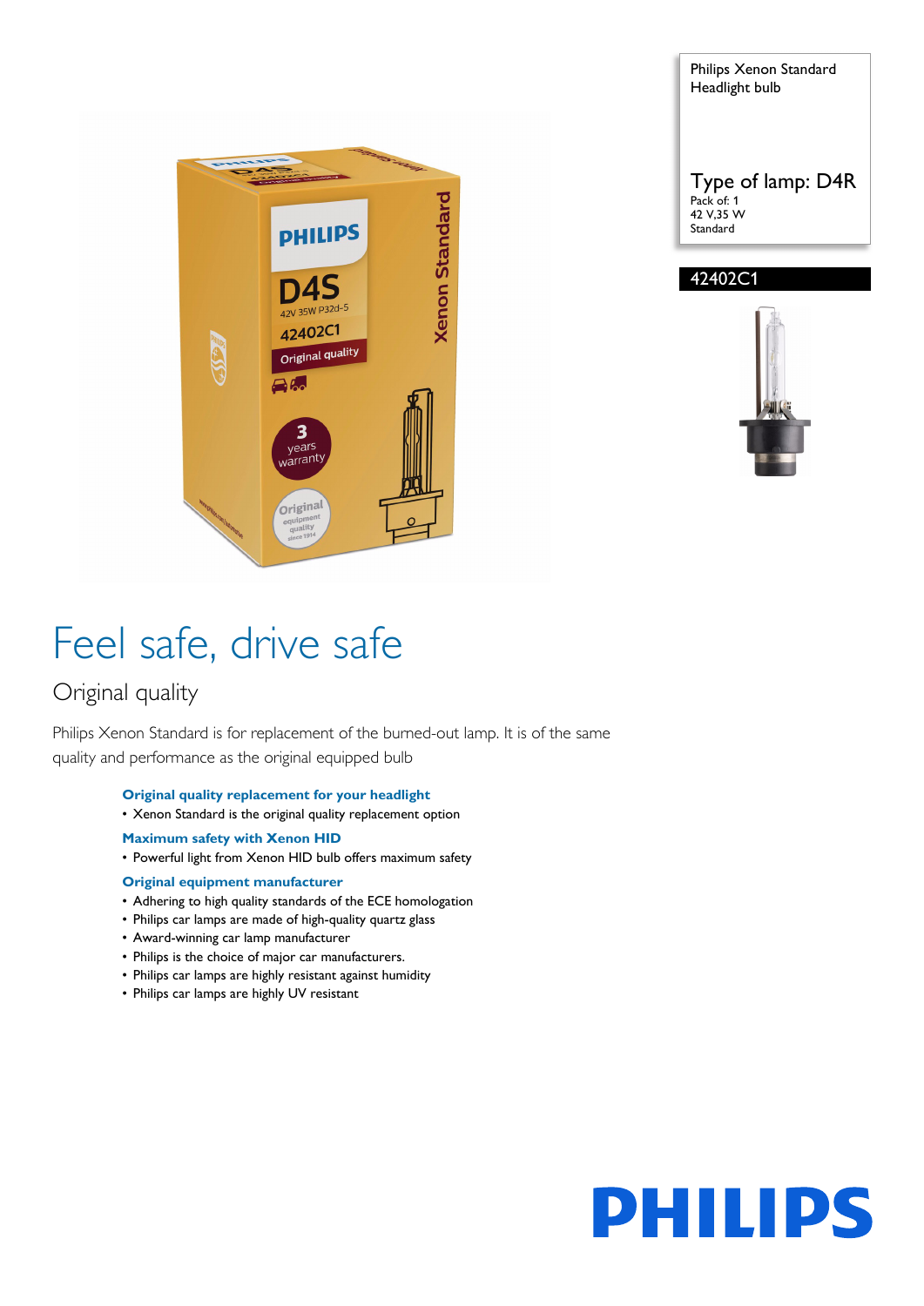Philips Xenon Standard Headlight bulb

Type of lamp: D4R
Pack of: 1
42 V,35 W
Standard

42402C1

# Feel safe, drive safe

## Original quality

Philips Xenon Standard is for replacement of the burned-out lamp. It is of the same quality and performance as the original equipped bulb

**Original quality replacement for your headlight**

- Xenon Standard is the original quality replacement option

**Maximum safety with Xenon HID**

- Powerful light from Xenon HID bulb offers maximum safety

**Original equipment manufacturer**

- Adhering to high quality standards of the ECE homologation
- Philips car lamps are made of high-quality quartz glass
- Award-winning car lamp manufacturer
- Philips is the choice of major car manufacturers.
- Philips car lamps are highly resistant against humidity
- Philips car lamps are highly UV resistant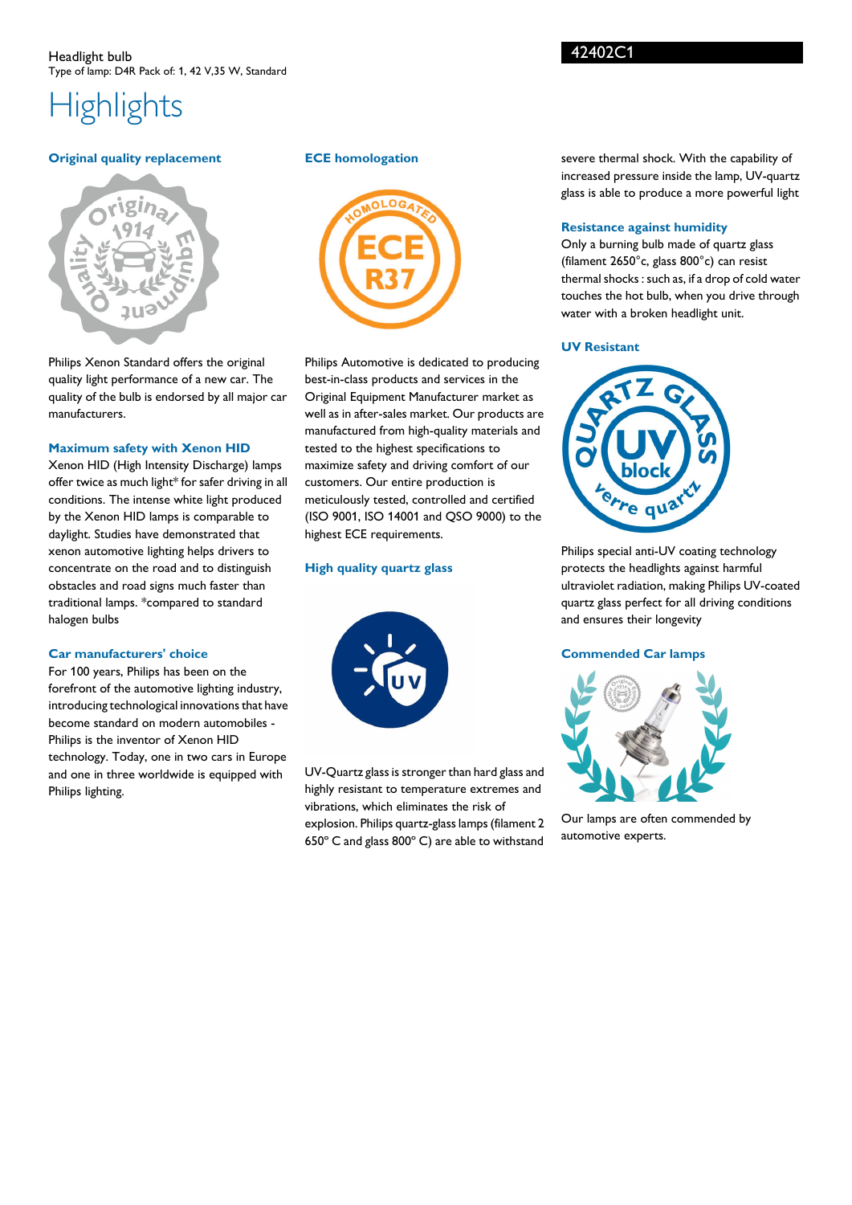Headlight bulb
Type of lamp: D4R Pack of: 1, 42 V,35 W, Standard

42402C1

# Highlights

### Original quality replacement

Philips Xenon Standard offers the original quality light performance of a new car. The quality of the bulb is endorsed by all major car manufacturers.

### Maximum safety with Xenon HID

Xenon HID (High Intensity Discharge) lamps offer twice as much light* for safer driving in all conditions. The intense white light produced by the Xenon HID lamps is comparable to daylight. Studies have demonstrated that xenon automotive lighting helps drivers to concentrate on the road and to distinguish obstacles and road signs much faster than traditional lamps. *compared to standard halogen bulbs

### Car manufacturers' choice

For 100 years, Philips has been on the forefront of the automotive lighting industry, introducing technological innovations that have become standard on modern automobiles - Philips is the inventor of Xenon HID technology. Today, one in two cars in Europe and one in three worldwide is equipped with Philips lighting.

### ECE homologation

Philips Automotive is dedicated to producing best-in-class products and services in the Original Equipment Manufacturer market as well as in after-sales market. Our products are manufactured from high-quality materials and tested to the highest specifications to maximize safety and driving comfort of our customers. Our entire production is meticulously tested, controlled and certified (ISO 9001, ISO 14001 and QSO 9000) to the highest ECE requirements.

### High quality quartz glass

UV-Quartz glass is stronger than hard glass and highly resistant to temperature extremes and vibrations, which eliminates the risk of explosion. Philips quartz-glass lamps (filament 2 650° C and glass 800° C) are able to withstand severe thermal shock. With the capability of increased pressure inside the lamp, UV-quartz glass is able to produce a more powerful light

### Resistance against humidity

Only a burning bulb made of quartz glass (filament 2650°c, glass 800°c) can resist thermal shocks : such as, if a drop of cold water touches the hot bulb, when you drive through water with a broken headlight unit.

### UV Resistant

Philips special anti-UV coating technology protects the headlights against harmful ultraviolet radiation, making Philips UV-coated quartz glass perfect for all driving conditions and ensures their longevity

### Commended Car lamps

Our lamps are often commended by automotive experts.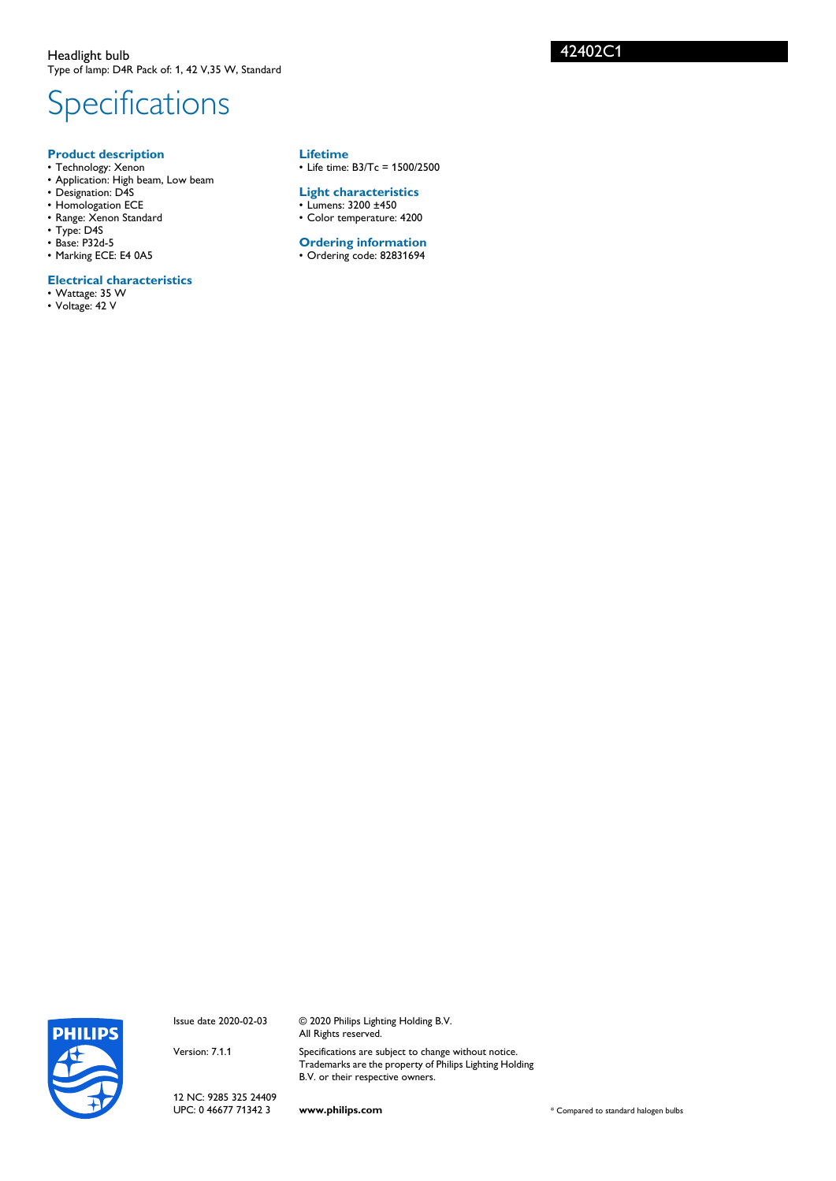Headlight bulb
Type of lamp: D4R Pack of: 1, 42 V,35 W, Standard

42402C1

# Specifications

### Product description

- Technology: Xenon
- Application: High beam, Low beam
- Designation: D4S
- Homologation ECE
- Range: Xenon Standard
- Type: D4S
- Base: P32d-5
- Marking ECE: E4 0A5

### Electrical characteristics

- Wattage: 35 W
- Voltage: 42 V

### Lifetime

- Life time: B3/Tc = 1500/2500

### Light characteristics

- Lumens: 3200 ±450
- Color temperature: 4200

### Ordering information

- Ordering code: 82831694

Issue date 2020-02-03

Version: 7.1.1

12 NC: 9285 325 24409
UPC: 0 46677 71342 3

© 2020 Philips Lighting Holding B.V.
All Rights reserved.

Specifications are subject to change without notice. Trademarks are the property of Philips Lighting Holding B.V. or their respective owners.

**www.philips.com**

* Compared to standard halogen bulbs